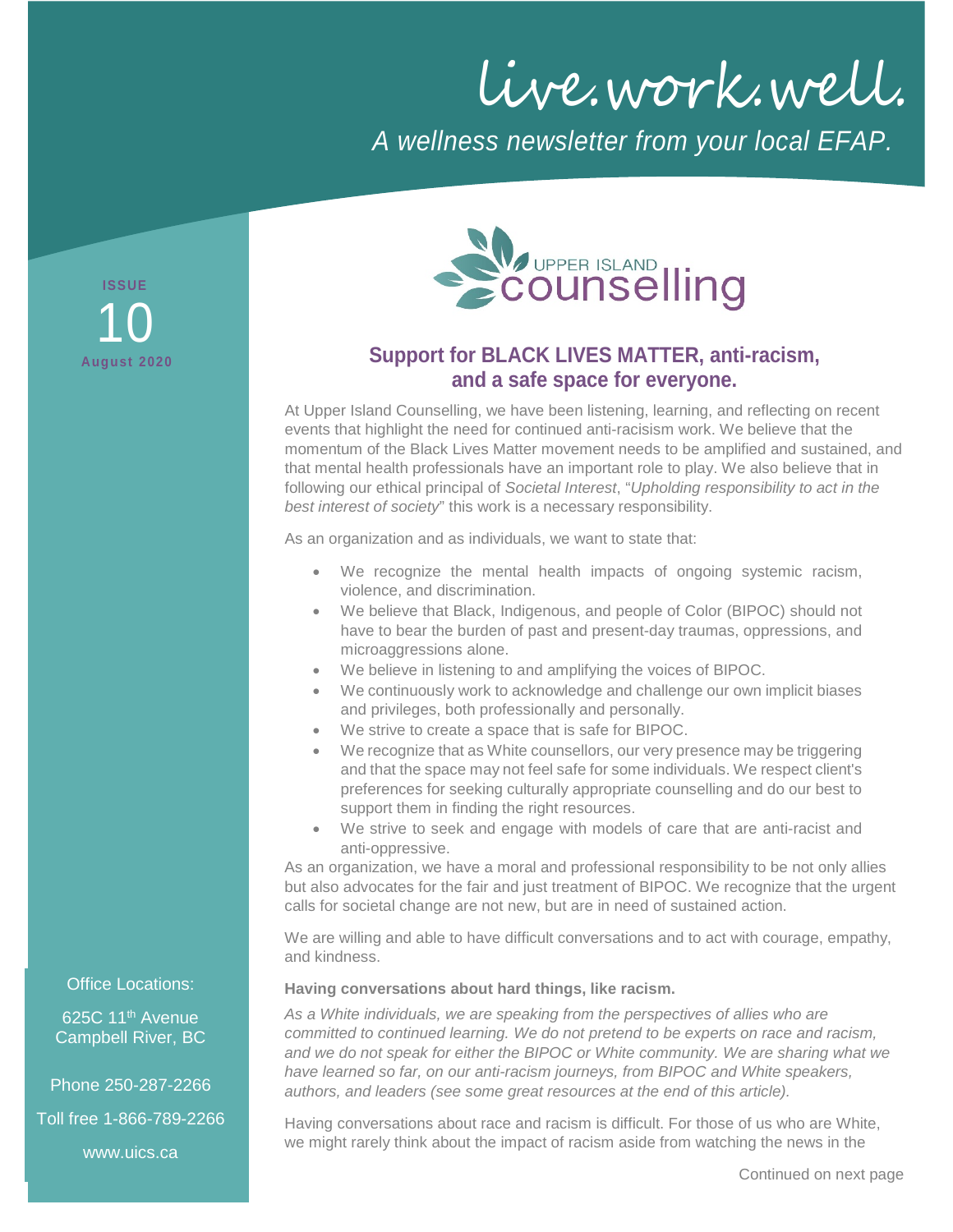# live.work.well.

*A wellness newsletter from your local EFAP.*

**ISSUE 10**
**August 2020**

UPPER ISLAND counselling

## Support for BLACK LIVES MATTER, anti-racism, and a safe space for everyone.

At Upper Island Counselling, we have been listening, learning, and reflecting on recent events that highlight the need for continued anti-racisism work. We believe that the momentum of the Black Lives Matter movement needs to be amplified and sustained, and that mental health professionals have an important role to play. We also believe that in following our ethical principal of *Societal Interest*, "*Upholding responsibility to act in the best interest of society*" this work is a necessary responsibility.

As an organization and as individuals, we want to state that:

- We recognize the mental health impacts of ongoing systemic racism, violence, and discrimination.
- We believe that Black, Indigenous, and people of Color (BIPOC) should not have to bear the burden of past and present-day traumas, oppressions, and microaggressions alone.
- We believe in listening to and amplifying the voices of BIPOC.
- We continuously work to acknowledge and challenge our own implicit biases and privileges, both professionally and personally.
- We strive to create a space that is safe for BIPOC.
- We recognize that as White counsellors, our very presence may be triggering and that the space may not feel safe for some individuals. We respect client's preferences for seeking culturally appropriate counselling and do our best to support them in finding the right resources.
- We strive to seek and engage with models of care that are anti-racist and anti-oppressive.

As an organization, we have a moral and professional responsibility to be not only allies but also advocates for the fair and just treatment of BIPOC. We recognize that the urgent calls for societal change are not new, but are in need of sustained action.

We are willing and able to have difficult conversations and to act with courage, empathy, and kindness.

**Having conversations about hard things, like racism.**

*As a White individuals, we are speaking from the perspectives of allies who are committed to continued learning. We do not pretend to be experts on race and racism, and we do not speak for either the BIPOC or White community. We are sharing what we have learned so far, on our anti-racism journeys, from BIPOC and White speakers, authors, and leaders (see some great resources at the end of this article).*

Having conversations about race and racism is difficult. For those of us who are White, we might rarely think about the impact of racism aside from watching the news in the

Continued on next page

Office Locations:

625C 11th Avenue
Campbell River, BC

Phone 250-287-2266

Toll free 1-866-789-2266

www.uics.ca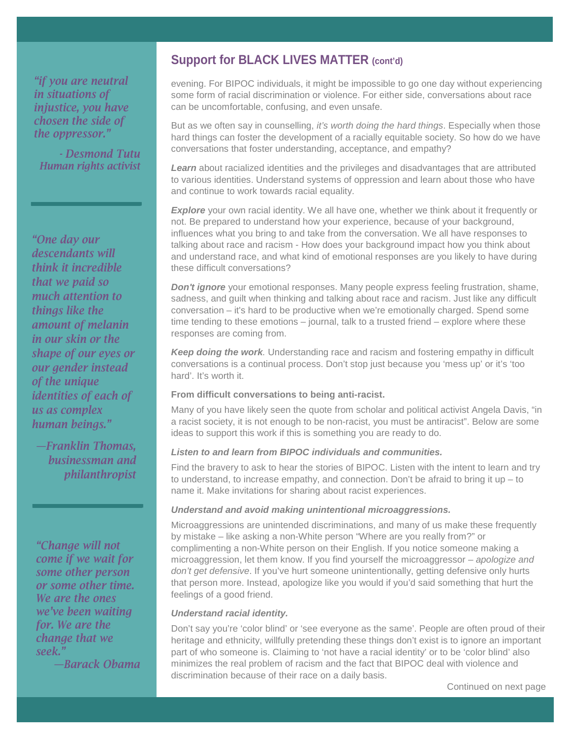*"if you are neutral in situations of injustice, you have chosen the side of the oppressor."*

*- Desmond Tutu Human rights activist*

*"One day our descendants will think it incredible that we paid so much attention to things like the amount of melanin in our skin or the shape of our eyes or our gender instead of the unique identities of each of us as complex human beings."*

*—Franklin Thomas, businessman and philanthropist*

*"Change will not come if we wait for some other person or some other time. We are the ones we've been waiting for. We are the change that we seek."*

*—Barack Obama*

## Support for BLACK LIVES MATTER (cont'd)

evening. For BIPOC individuals, it might be impossible to go one day without experiencing some form of racial discrimination or violence. For either side, conversations about race can be uncomfortable, confusing, and even unsafe.

But as we often say in counselling, *it's worth doing the hard things*. Especially when those hard things can foster the development of a racially equitable society. So how do we have conversations that foster understanding, acceptance, and empathy?

***Learn*** about racialized identities and the privileges and disadvantages that are attributed to various identities. Understand systems of oppression and learn about those who have and continue to work towards racial equality.

***Explore*** your own racial identity. We all have one, whether we think about it frequently or not. Be prepared to understand how your experience, because of your background, influences what you bring to and take from the conversation. We all have responses to talking about race and racism - How does your background impact how you think about and understand race, and what kind of emotional responses are you likely to have during these difficult conversations?

***Don't ignore*** your emotional responses. Many people express feeling frustration, shame, sadness, and guilt when thinking and talking about race and racism. Just like any difficult conversation – it's hard to be productive when we're emotionally charged. Spend some time tending to these emotions – journal, talk to a trusted friend – explore where these responses are coming from.

***Keep doing the work***. Understanding race and racism and fostering empathy in difficult conversations is a continual process. Don't stop just because you 'mess up' or it's 'too hard'. It's worth it.

**From difficult conversations to being anti-racist.**

Many of you have likely seen the quote from scholar and political activist Angela Davis, "in a racist society, it is not enough to be non-racist, you must be antiracist". Below are some ideas to support this work if this is something you are ready to do.

***Listen to and learn from BIPOC individuals and communities.***

Find the bravery to ask to hear the stories of BIPOC. Listen with the intent to learn and try to understand, to increase empathy, and connection. Don't be afraid to bring it up – to name it. Make invitations for sharing about racist experiences.

***Understand and avoid making unintentional microaggressions.***

Microaggressions are unintended discriminations, and many of us make these frequently by mistake – like asking a non-White person "Where are you really from?" or complimenting a non-White person on their English. If you notice someone making a microaggression, let them know. If you find yourself the microaggressor – *apologize and don't get defensive*. If you've hurt someone unintentionally, getting defensive only hurts that person more. Instead, apologize like you would if you'd said something that hurt the feelings of a good friend.

***Understand racial identity.***

Don't say you're 'color blind' or 'see everyone as the same'. People are often proud of their heritage and ethnicity, willfully pretending these things don't exist is to ignore an important part of who someone is. Claiming to 'not have a racial identity' or to be 'color blind' also minimizes the real problem of racism and the fact that BIPOC deal with violence and discrimination because of their race on a daily basis.

Continued on next page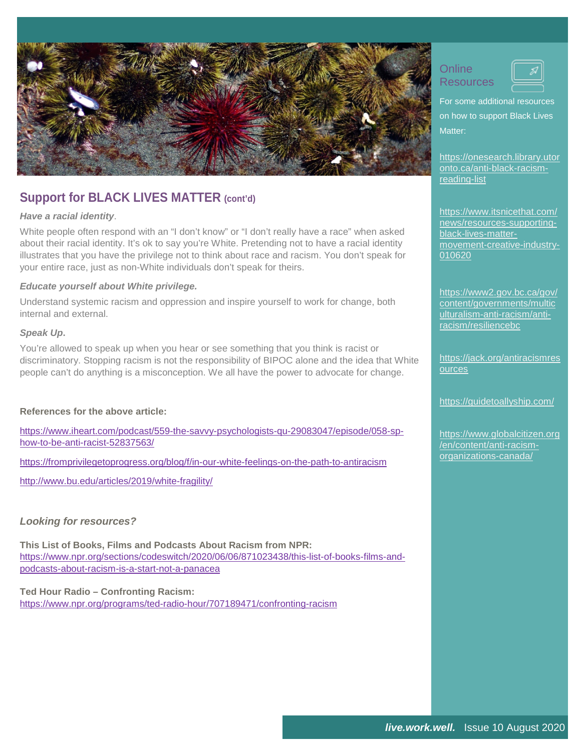## Support for BLACK LIVES MATTER (cont'd)

***Have a racial identity*.**

White people often respond with an "I don't know" or "I don't really have a race" when asked about their racial identity. It's ok to say you're White. Pretending not to have a racial identity illustrates that you have the privilege not to think about race and racism. You don't speak for your entire race, just as non-White individuals don't speak for theirs.

***Educate yourself about White privilege.***

Understand systemic racism and oppression and inspire yourself to work for change, both internal and external.

***Speak Up.***

You're allowed to speak up when you hear or see something that you think is racist or discriminatory. Stopping racism is not the responsibility of BIPOC alone and the idea that White people can't do anything is a misconception. We all have the power to advocate for change.

**References for the above article:**

https://www.iheart.com/podcast/559-the-savvy-psychologists-qu-29083047/episode/058-sp-how-to-be-anti-racist-52837563/

https://fromprivilegetoprogress.org/blog/f/in-our-white-feelings-on-the-path-to-antiracism

http://www.bu.edu/articles/2019/white-fragility/

***Looking for resources?***

**This List of Books, Films and Podcasts About Racism from NPR:**
https://www.npr.org/sections/codeswitch/2020/06/06/871023438/this-list-of-books-films-and-podcasts-about-racism-is-a-start-not-a-panacea

**Ted Hour Radio – Confronting Racism:**
https://www.npr.org/programs/ted-radio-hour/707189471/confronting-racism

### Online Resources

For some additional resources on how to support Black Lives Matter:

https://onesearch.library.utoronto.ca/anti-black-racism-reading-list

https://www.itsnicethat.com/news/resources-supporting-black-lives-matter-movement-creative-industry-010620

https://www2.gov.bc.ca/gov/content/governments/multiculturalism-anti-racism/anti-racism/resiliencebc

https://jack.org/antiracismresources

https://guidetoallyship.com/

https://www.globalcitizen.org/en/content/anti-racism-organizations-canada/